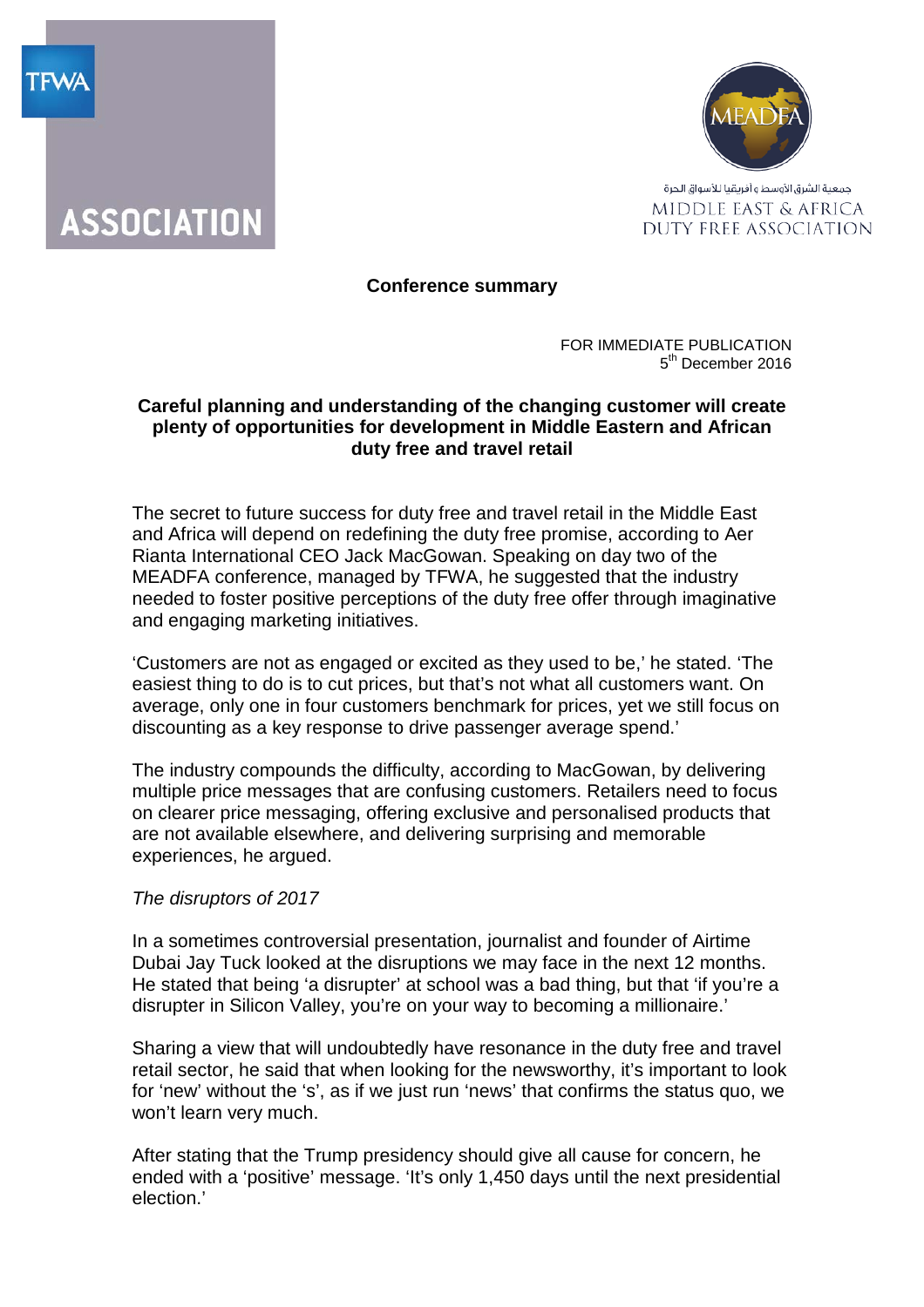TFWA

ASSOCIATION

MEADFA

جمعية الشرق الأوسط وأفريقيا للأسواق الحرة

MIDDLE EAST & AFRICA DUTY FREE ASSOCIATION

**Conference summary**

FOR IMMEDIATE PUBLICATION
5th December 2016

## Careful planning and understanding of the changing customer will create plenty of opportunities for development in Middle Eastern and African duty free and travel retail

The secret to future success for duty free and travel retail in the Middle East and Africa will depend on redefining the duty free promise, according to Aer Rianta International CEO Jack MacGowan. Speaking on day two of the MEADFA conference, managed by TFWA, he suggested that the industry needed to foster positive perceptions of the duty free offer through imaginative and engaging marketing initiatives.

'Customers are not as engaged or excited as they used to be,' he stated. 'The easiest thing to do is to cut prices, but that's not what all customers want. On average, only one in four customers benchmark for prices, yet we still focus on discounting as a key response to drive passenger average spend.'

The industry compounds the difficulty, according to MacGowan, by delivering multiple price messages that are confusing customers. Retailers need to focus on clearer price messaging, offering exclusive and personalised products that are not available elsewhere, and delivering surprising and memorable experiences, he argued.

*The disruptors of 2017*

In a sometimes controversial presentation, journalist and founder of Airtime Dubai Jay Tuck looked at the disruptions we may face in the next 12 months. He stated that being 'a disrupter' at school was a bad thing, but that 'if you're a disrupter in Silicon Valley, you're on your way to becoming a millionaire.'

Sharing a view that will undoubtedly have resonance in the duty free and travel retail sector, he said that when looking for the newsworthy, it's important to look for 'new' without the 's', as if we just run 'news' that confirms the status quo, we won't learn very much.

After stating that the Trump presidency should give all cause for concern, he ended with a 'positive' message. 'It's only 1,450 days until the next presidential election.'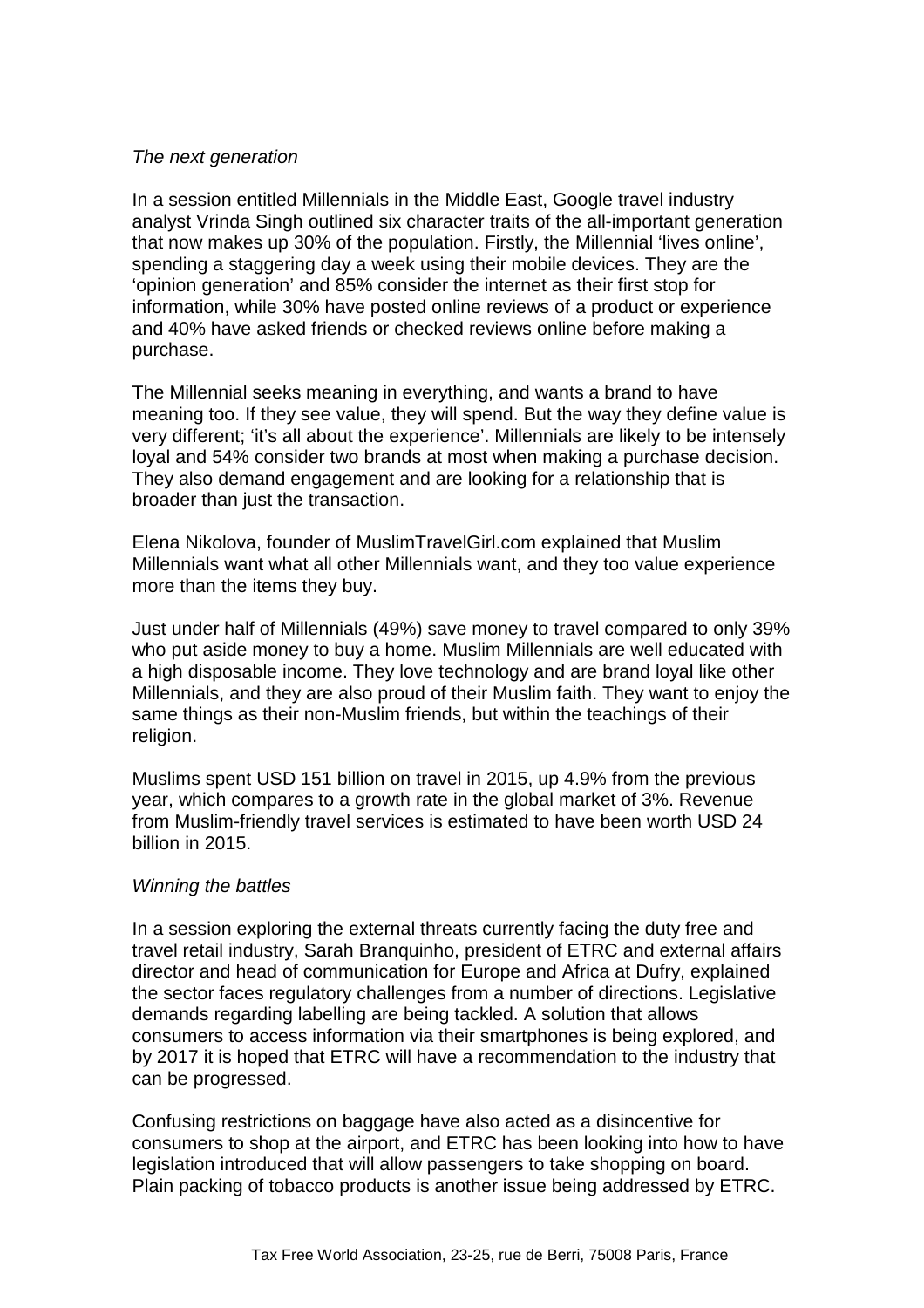*The next generation*

In a session entitled Millennials in the Middle East, Google travel industry analyst Vrinda Singh outlined six character traits of the all-important generation that now makes up 30% of the population. Firstly, the Millennial 'lives online', spending a staggering day a week using their mobile devices. They are the 'opinion generation' and 85% consider the internet as their first stop for information, while 30% have posted online reviews of a product or experience and 40% have asked friends or checked reviews online before making a purchase.

The Millennial seeks meaning in everything, and wants a brand to have meaning too. If they see value, they will spend. But the way they define value is very different; 'it's all about the experience'. Millennials are likely to be intensely loyal and 54% consider two brands at most when making a purchase decision. They also demand engagement and are looking for a relationship that is broader than just the transaction.

Elena Nikolova, founder of MuslimTravelGirl.com explained that Muslim Millennials want what all other Millennials want, and they too value experience more than the items they buy.

Just under half of Millennials (49%) save money to travel compared to only 39% who put aside money to buy a home. Muslim Millennials are well educated with a high disposable income. They love technology and are brand loyal like other Millennials, and they are also proud of their Muslim faith. They want to enjoy the same things as their non-Muslim friends, but within the teachings of their religion.

Muslims spent USD 151 billion on travel in 2015, up 4.9% from the previous year, which compares to a growth rate in the global market of 3%. Revenue from Muslim-friendly travel services is estimated to have been worth USD 24 billion in 2015.

*Winning the battles*

In a session exploring the external threats currently facing the duty free and travel retail industry, Sarah Branquinho, president of ETRC and external affairs director and head of communication for Europe and Africa at Dufry, explained the sector faces regulatory challenges from a number of directions. Legislative demands regarding labelling are being tackled. A solution that allows consumers to access information via their smartphones is being explored, and by 2017 it is hoped that ETRC will have a recommendation to the industry that can be progressed.

Confusing restrictions on baggage have also acted as a disincentive for consumers to shop at the airport, and ETRC has been looking into how to have legislation introduced that will allow passengers to take shopping on board. Plain packing of tobacco products is another issue being addressed by ETRC.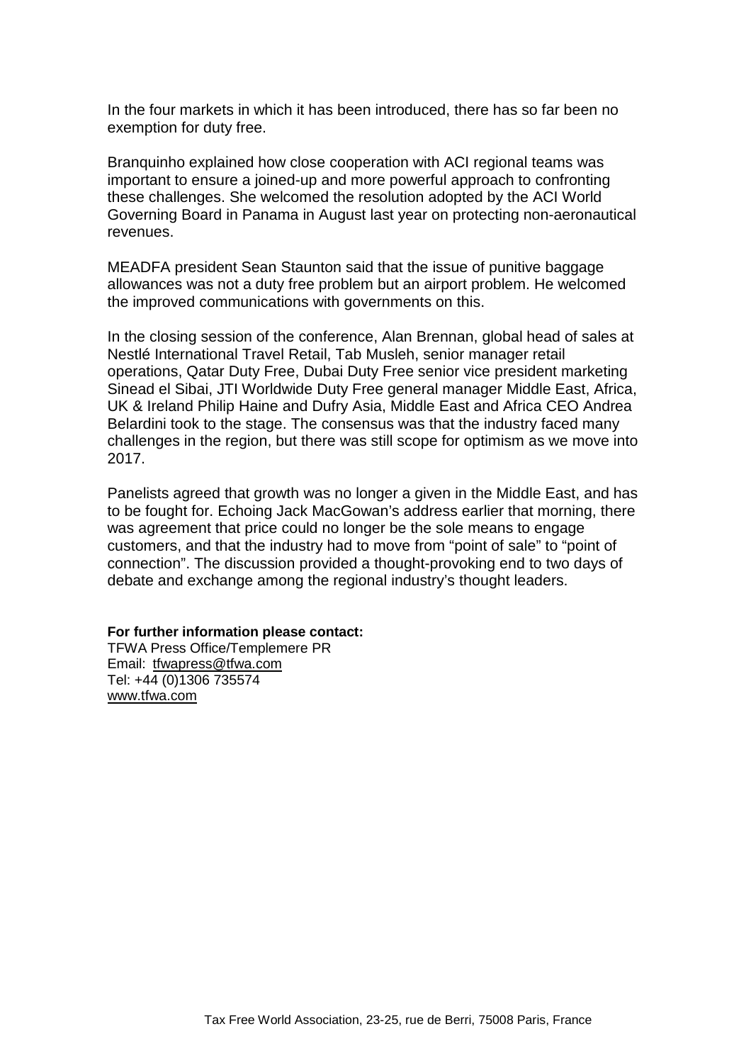In the four markets in which it has been introduced, there has so far been no exemption for duty free.

Branquinho explained how close cooperation with ACI regional teams was important to ensure a joined-up and more powerful approach to confronting these challenges. She welcomed the resolution adopted by the ACI World Governing Board in Panama in August last year on protecting non-aeronautical revenues.

MEADFA president Sean Staunton said that the issue of punitive baggage allowances was not a duty free problem but an airport problem. He welcomed the improved communications with governments on this.

In the closing session of the conference, Alan Brennan, global head of sales at Nestlé International Travel Retail, Tab Musleh, senior manager retail operations, Qatar Duty Free, Dubai Duty Free senior vice president marketing Sinead el Sibai, JTI Worldwide Duty Free general manager Middle East, Africa, UK & Ireland Philip Haine and Dufry Asia, Middle East and Africa CEO Andrea Belardini took to the stage. The consensus was that the industry faced many challenges in the region, but there was still scope for optimism as we move into 2017.

Panelists agreed that growth was no longer a given in the Middle East, and has to be fought for. Echoing Jack MacGowan's address earlier that morning, there was agreement that price could no longer be the sole means to engage customers, and that the industry had to move from "point of sale" to "point of connection". The discussion provided a thought-provoking end to two days of debate and exchange among the regional industry's thought leaders.

**For further information please contact:**
TFWA Press Office/Templemere PR
Email: tfwapress@tfwa.com
Tel: +44 (0)1306 735574
www.tfwa.com

Tax Free World Association, 23-25, rue de Berri, 75008 Paris, France